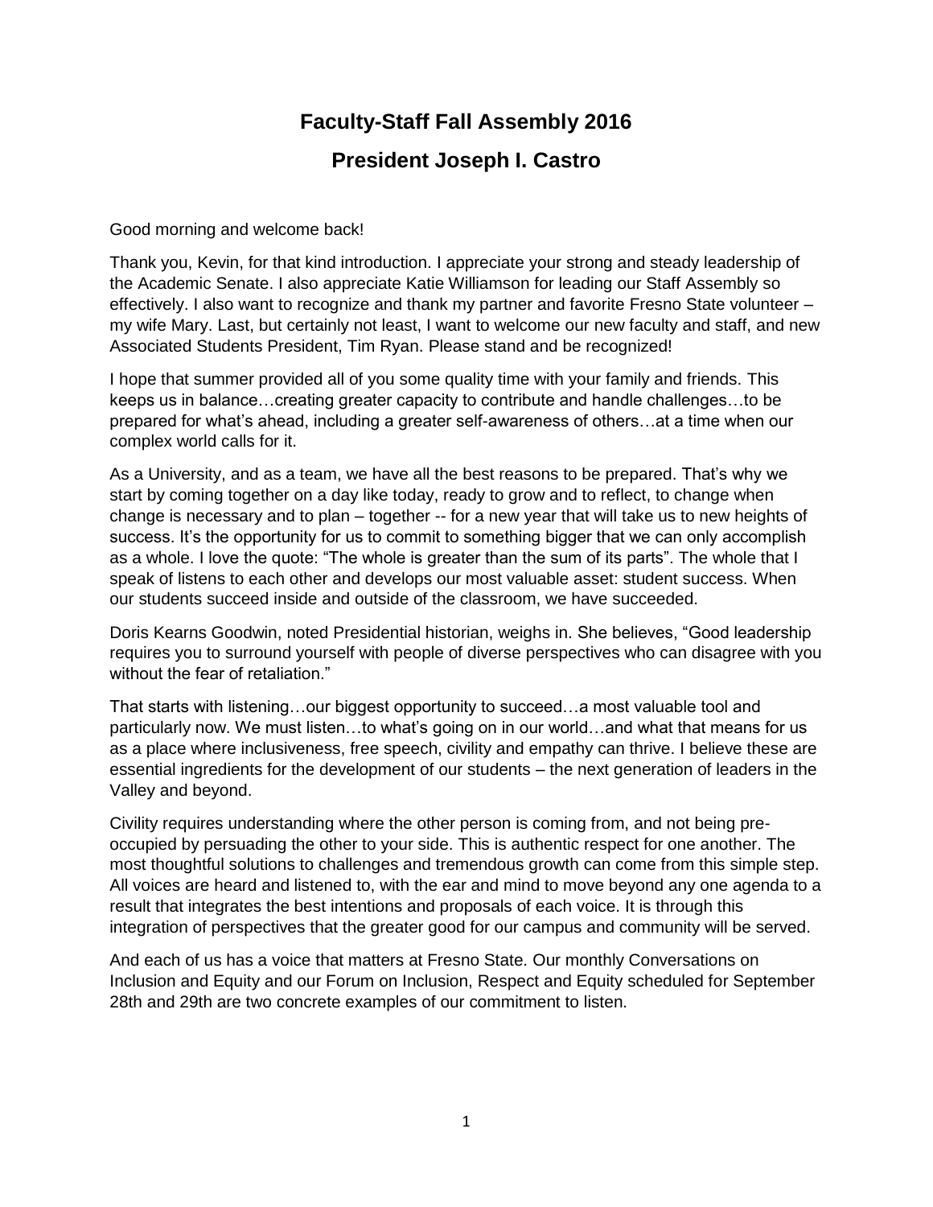# Faculty-Staff Fall Assembly 2016

## President Joseph I. Castro

Good morning and welcome back!

Thank you, Kevin, for that kind introduction. I appreciate your strong and steady leadership of the Academic Senate. I also appreciate Katie Williamson for leading our Staff Assembly so effectively. I also want to recognize and thank my partner and favorite Fresno State volunteer – my wife Mary. Last, but certainly not least, I want to welcome our new faculty and staff, and new Associated Students President, Tim Ryan. Please stand and be recognized!

I hope that summer provided all of you some quality time with your family and friends. This keeps us in balance…creating greater capacity to contribute and handle challenges…to be prepared for what's ahead, including a greater self-awareness of others…at a time when our complex world calls for it.

As a University, and as a team, we have all the best reasons to be prepared. That's why we start by coming together on a day like today, ready to grow and to reflect, to change when change is necessary and to plan – together -- for a new year that will take us to new heights of success. It's the opportunity for us to commit to something bigger that we can only accomplish as a whole. I love the quote: "The whole is greater than the sum of its parts". The whole that I speak of listens to each other and develops our most valuable asset: student success. When our students succeed inside and outside of the classroom, we have succeeded.

Doris Kearns Goodwin, noted Presidential historian, weighs in. She believes, "Good leadership requires you to surround yourself with people of diverse perspectives who can disagree with you without the fear of retaliation."

That starts with listening…our biggest opportunity to succeed…a most valuable tool and particularly now. We must listen…to what's going on in our world…and what that means for us as a place where inclusiveness, free speech, civility and empathy can thrive. I believe these are essential ingredients for the development of our students – the next generation of leaders in the Valley and beyond.

Civility requires understanding where the other person is coming from, and not being pre-occupied by persuading the other to your side. This is authentic respect for one another. The most thoughtful solutions to challenges and tremendous growth can come from this simple step. All voices are heard and listened to, with the ear and mind to move beyond any one agenda to a result that integrates the best intentions and proposals of each voice. It is through this integration of perspectives that the greater good for our campus and community will be served.

And each of us has a voice that matters at Fresno State. Our monthly Conversations on Inclusion and Equity and our Forum on Inclusion, Respect and Equity scheduled for September 28th and 29th are two concrete examples of our commitment to listen.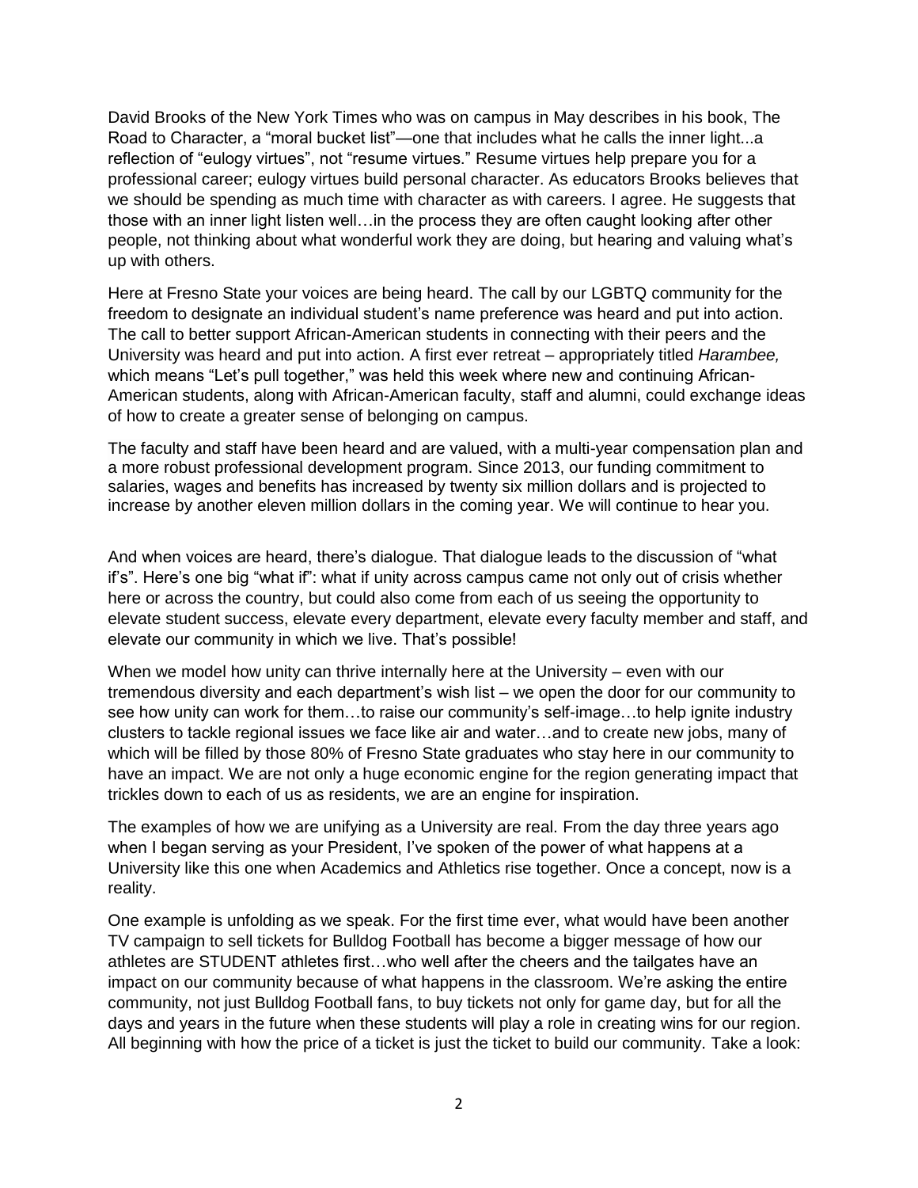David Brooks of the New York Times who was on campus in May describes in his book, The Road to Character, a "moral bucket list"—one that includes what he calls the inner light...a reflection of "eulogy virtues", not "resume virtues." Resume virtues help prepare you for a professional career; eulogy virtues build personal character. As educators Brooks believes that we should be spending as much time with character as with careers. I agree. He suggests that those with an inner light listen well…in the process they are often caught looking after other people, not thinking about what wonderful work they are doing, but hearing and valuing what's up with others.

Here at Fresno State your voices are being heard. The call by our LGBTQ community for the freedom to designate an individual student's name preference was heard and put into action. The call to better support African-American students in connecting with their peers and the University was heard and put into action. A first ever retreat – appropriately titled *Harambee,* which means "Let's pull together," was held this week where new and continuing African-American students, along with African-American faculty, staff and alumni, could exchange ideas of how to create a greater sense of belonging on campus.

The faculty and staff have been heard and are valued, with a multi-year compensation plan and a more robust professional development program. Since 2013, our funding commitment to salaries, wages and benefits has increased by twenty six million dollars and is projected to increase by another eleven million dollars in the coming year. We will continue to hear you.

And when voices are heard, there's dialogue. That dialogue leads to the discussion of "what if's". Here's one big "what if": what if unity across campus came not only out of crisis whether here or across the country, but could also come from each of us seeing the opportunity to elevate student success, elevate every department, elevate every faculty member and staff, and elevate our community in which we live. That's possible!

When we model how unity can thrive internally here at the University – even with our tremendous diversity and each department's wish list – we open the door for our community to see how unity can work for them…to raise our community's self-image…to help ignite industry clusters to tackle regional issues we face like air and water…and to create new jobs, many of which will be filled by those 80% of Fresno State graduates who stay here in our community to have an impact. We are not only a huge economic engine for the region generating impact that trickles down to each of us as residents, we are an engine for inspiration.

The examples of how we are unifying as a University are real. From the day three years ago when I began serving as your President, I've spoken of the power of what happens at a University like this one when Academics and Athletics rise together. Once a concept, now is a reality.

One example is unfolding as we speak. For the first time ever, what would have been another TV campaign to sell tickets for Bulldog Football has become a bigger message of how our athletes are STUDENT athletes first…who well after the cheers and the tailgates have an impact on our community because of what happens in the classroom. We're asking the entire community, not just Bulldog Football fans, to buy tickets not only for game day, but for all the days and years in the future when these students will play a role in creating wins for our region. All beginning with how the price of a ticket is just the ticket to build our community. Take a look: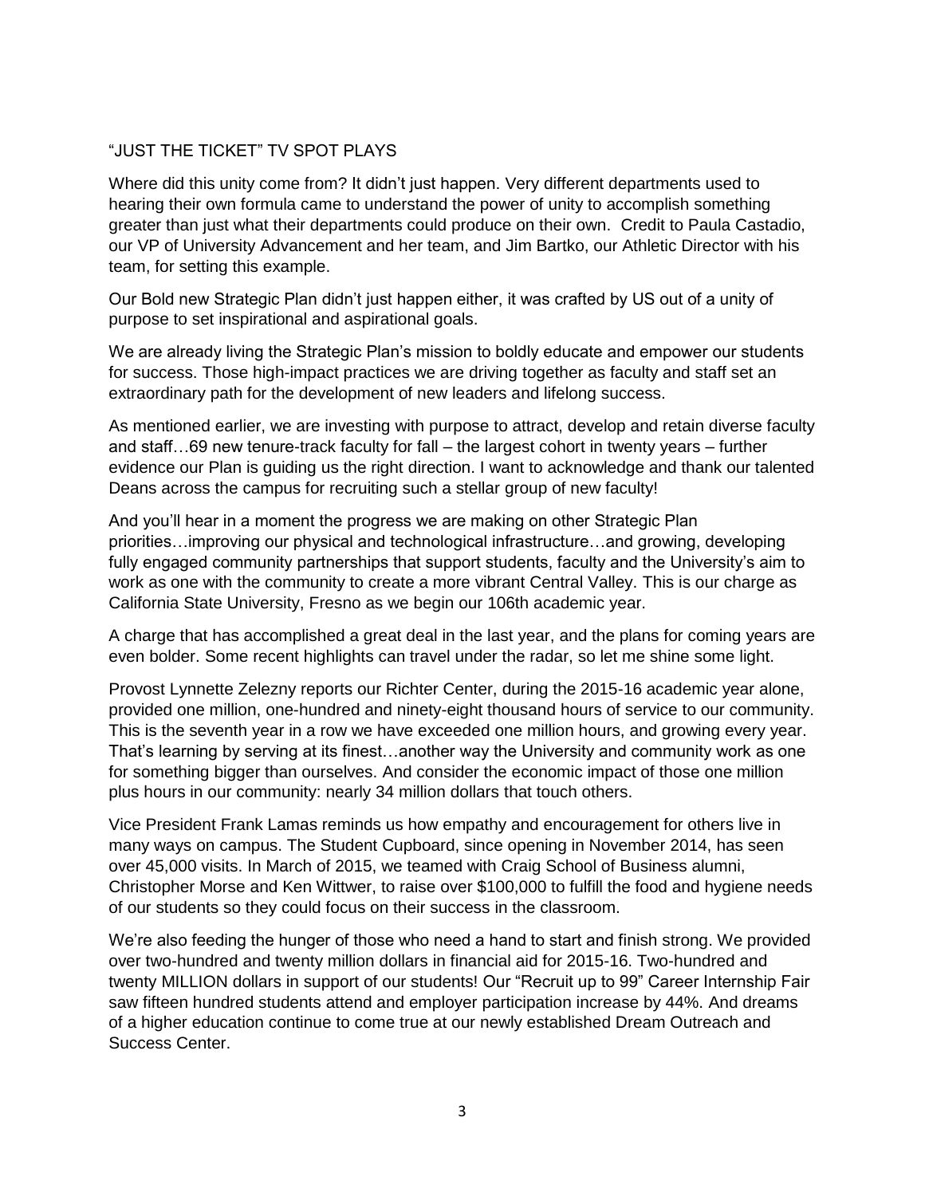"JUST THE TICKET" TV SPOT PLAYS

Where did this unity come from? It didn't just happen. Very different departments used to hearing their own formula came to understand the power of unity to accomplish something greater than just what their departments could produce on their own. Credit to Paula Castadio, our VP of University Advancement and her team, and Jim Bartko, our Athletic Director with his team, for setting this example.

Our Bold new Strategic Plan didn't just happen either, it was crafted by US out of a unity of purpose to set inspirational and aspirational goals.

We are already living the Strategic Plan's mission to boldly educate and empower our students for success. Those high-impact practices we are driving together as faculty and staff set an extraordinary path for the development of new leaders and lifelong success.

As mentioned earlier, we are investing with purpose to attract, develop and retain diverse faculty and staff…69 new tenure-track faculty for fall – the largest cohort in twenty years – further evidence our Plan is guiding us the right direction. I want to acknowledge and thank our talented Deans across the campus for recruiting such a stellar group of new faculty!

And you'll hear in a moment the progress we are making on other Strategic Plan priorities…improving our physical and technological infrastructure…and growing, developing fully engaged community partnerships that support students, faculty and the University's aim to work as one with the community to create a more vibrant Central Valley. This is our charge as California State University, Fresno as we begin our 106th academic year.

A charge that has accomplished a great deal in the last year, and the plans for coming years are even bolder. Some recent highlights can travel under the radar, so let me shine some light.

Provost Lynnette Zelezny reports our Richter Center, during the 2015-16 academic year alone, provided one million, one-hundred and ninety-eight thousand hours of service to our community. This is the seventh year in a row we have exceeded one million hours, and growing every year. That's learning by serving at its finest…another way the University and community work as one for something bigger than ourselves. And consider the economic impact of those one million plus hours in our community: nearly 34 million dollars that touch others.

Vice President Frank Lamas reminds us how empathy and encouragement for others live in many ways on campus. The Student Cupboard, since opening in November 2014, has seen over 45,000 visits. In March of 2015, we teamed with Craig School of Business alumni, Christopher Morse and Ken Wittwer, to raise over $100,000 to fulfill the food and hygiene needs of our students so they could focus on their success in the classroom.

We're also feeding the hunger of those who need a hand to start and finish strong. We provided over two-hundred and twenty million dollars in financial aid for 2015-16. Two-hundred and twenty MILLION dollars in support of our students! Our "Recruit up to 99" Career Internship Fair saw fifteen hundred students attend and employer participation increase by 44%. And dreams of a higher education continue to come true at our newly established Dream Outreach and Success Center.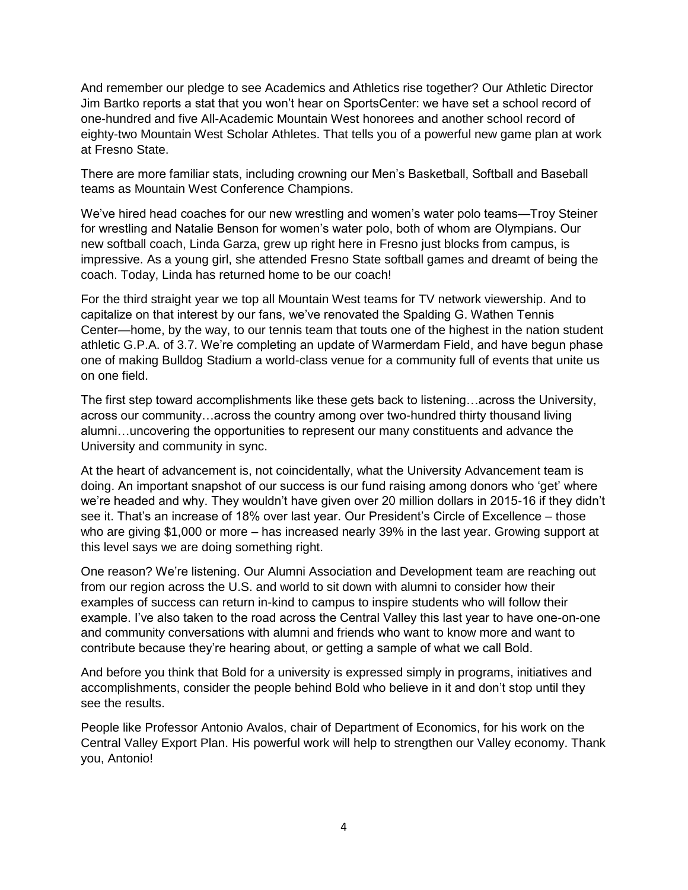And remember our pledge to see Academics and Athletics rise together? Our Athletic Director Jim Bartko reports a stat that you won't hear on SportsCenter: we have set a school record of one-hundred and five All-Academic Mountain West honorees and another school record of eighty-two Mountain West Scholar Athletes. That tells you of a powerful new game plan at work at Fresno State.

There are more familiar stats, including crowning our Men's Basketball, Softball and Baseball teams as Mountain West Conference Champions.

We've hired head coaches for our new wrestling and women's water polo teams—Troy Steiner for wrestling and Natalie Benson for women's water polo, both of whom are Olympians. Our new softball coach, Linda Garza, grew up right here in Fresno just blocks from campus, is impressive. As a young girl, she attended Fresno State softball games and dreamt of being the coach. Today, Linda has returned home to be our coach!

For the third straight year we top all Mountain West teams for TV network viewership. And to capitalize on that interest by our fans, we've renovated the Spalding G. Wathen Tennis Center—home, by the way, to our tennis team that touts one of the highest in the nation student athletic G.P.A. of 3.7. We're completing an update of Warmerdam Field, and have begun phase one of making Bulldog Stadium a world-class venue for a community full of events that unite us on one field.

The first step toward accomplishments like these gets back to listening…across the University, across our community…across the country among over two-hundred thirty thousand living alumni…uncovering the opportunities to represent our many constituents and advance the University and community in sync.

At the heart of advancement is, not coincidentally, what the University Advancement team is doing. An important snapshot of our success is our fund raising among donors who 'get' where we're headed and why. They wouldn't have given over 20 million dollars in 2015-16 if they didn't see it. That's an increase of 18% over last year. Our President's Circle of Excellence – those who are giving $1,000 or more – has increased nearly 39% in the last year. Growing support at this level says we are doing something right.

One reason? We're listening. Our Alumni Association and Development team are reaching out from our region across the U.S. and world to sit down with alumni to consider how their examples of success can return in-kind to campus to inspire students who will follow their example. I've also taken to the road across the Central Valley this last year to have one-on-one and community conversations with alumni and friends who want to know more and want to contribute because they're hearing about, or getting a sample of what we call Bold.

And before you think that Bold for a university is expressed simply in programs, initiatives and accomplishments, consider the people behind Bold who believe in it and don't stop until they see the results.

People like Professor Antonio Avalos, chair of Department of Economics, for his work on the Central Valley Export Plan. His powerful work will help to strengthen our Valley economy. Thank you, Antonio!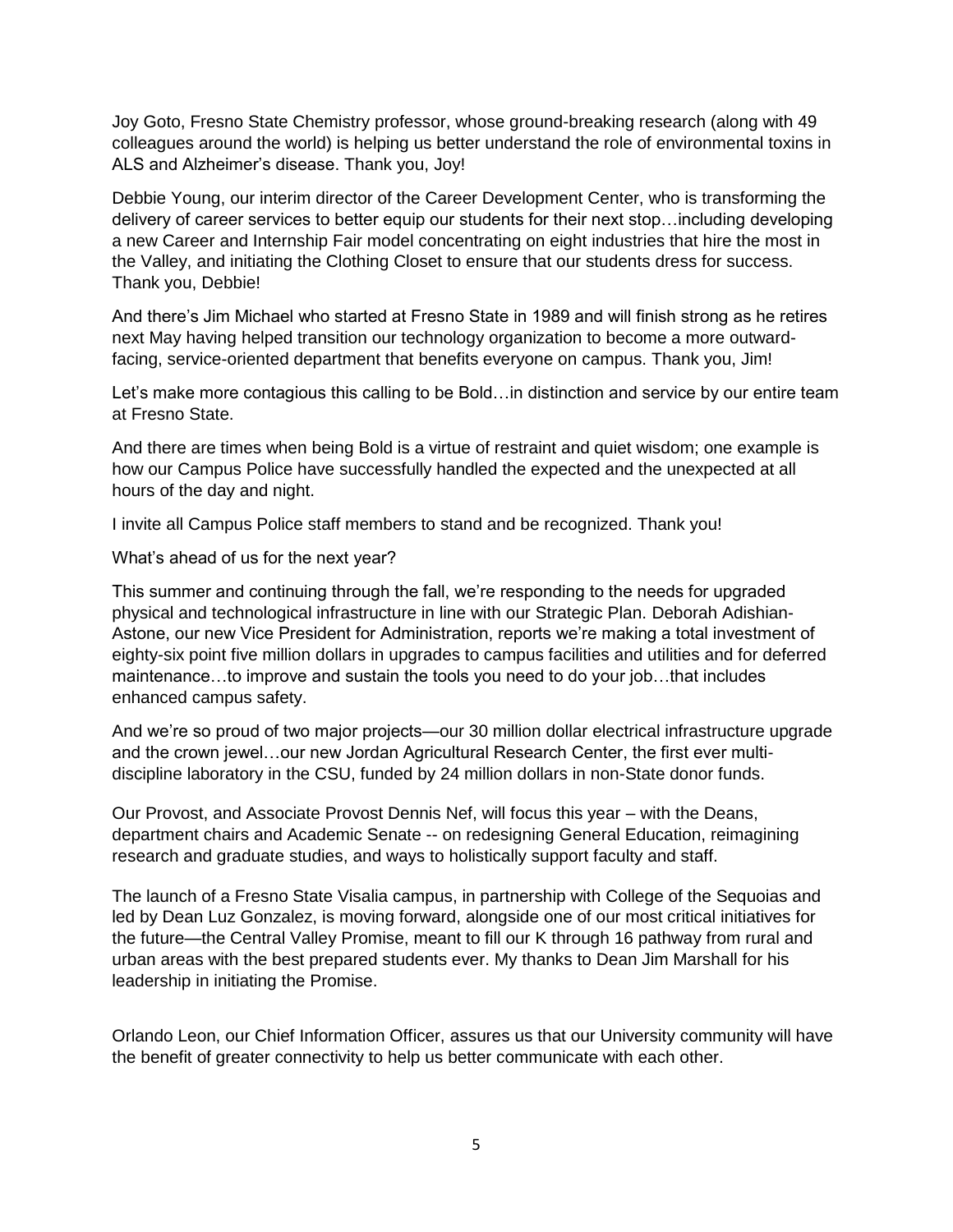Joy Goto, Fresno State Chemistry professor, whose ground-breaking research (along with 49 colleagues around the world) is helping us better understand the role of environmental toxins in ALS and Alzheimer's disease. Thank you, Joy!

Debbie Young, our interim director of the Career Development Center, who is transforming the delivery of career services to better equip our students for their next stop…including developing a new Career and Internship Fair model concentrating on eight industries that hire the most in the Valley, and initiating the Clothing Closet to ensure that our students dress for success. Thank you, Debbie!

And there's Jim Michael who started at Fresno State in 1989 and will finish strong as he retires next May having helped transition our technology organization to become a more outward-facing, service-oriented department that benefits everyone on campus. Thank you, Jim!

Let's make more contagious this calling to be Bold…in distinction and service by our entire team at Fresno State.

And there are times when being Bold is a virtue of restraint and quiet wisdom; one example is how our Campus Police have successfully handled the expected and the unexpected at all hours of the day and night.

I invite all Campus Police staff members to stand and be recognized. Thank you!

What's ahead of us for the next year?

This summer and continuing through the fall, we're responding to the needs for upgraded physical and technological infrastructure in line with our Strategic Plan. Deborah Adishian-Astone, our new Vice President for Administration, reports we're making a total investment of eighty-six point five million dollars in upgrades to campus facilities and utilities and for deferred maintenance…to improve and sustain the tools you need to do your job…that includes enhanced campus safety.

And we're so proud of two major projects—our 30 million dollar electrical infrastructure upgrade and the crown jewel…our new Jordan Agricultural Research Center, the first ever multi-discipline laboratory in the CSU, funded by 24 million dollars in non-State donor funds.

Our Provost, and Associate Provost Dennis Nef, will focus this year – with the Deans, department chairs and Academic Senate -- on redesigning General Education, reimagining research and graduate studies, and ways to holistically support faculty and staff.

The launch of a Fresno State Visalia campus, in partnership with College of the Sequoias and led by Dean Luz Gonzalez, is moving forward, alongside one of our most critical initiatives for the future—the Central Valley Promise, meant to fill our K through 16 pathway from rural and urban areas with the best prepared students ever. My thanks to Dean Jim Marshall for his leadership in initiating the Promise.

Orlando Leon, our Chief Information Officer, assures us that our University community will have the benefit of greater connectivity to help us better communicate with each other.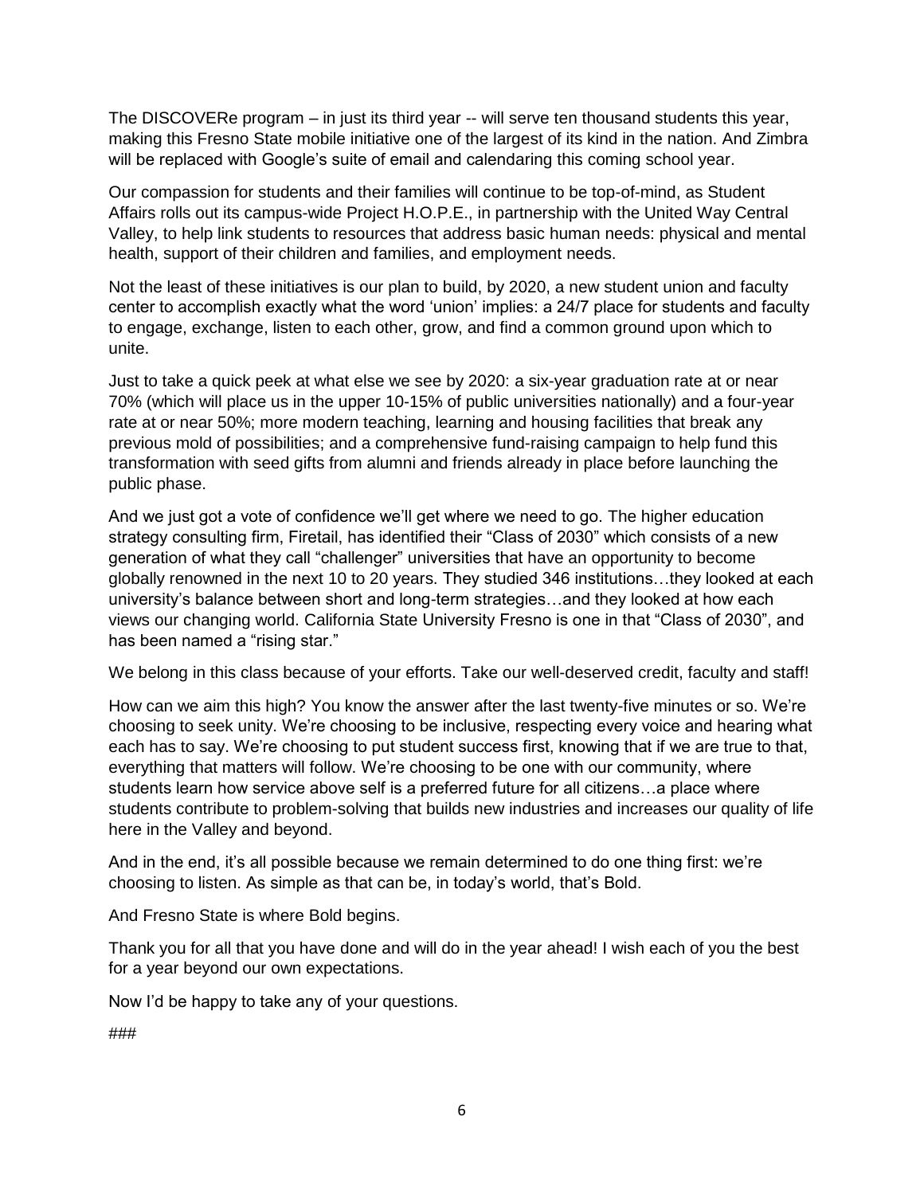The DISCOVERe program – in just its third year -- will serve ten thousand students this year, making this Fresno State mobile initiative one of the largest of its kind in the nation. And Zimbra will be replaced with Google's suite of email and calendaring this coming school year.

Our compassion for students and their families will continue to be top-of-mind, as Student Affairs rolls out its campus-wide Project H.O.P.E., in partnership with the United Way Central Valley, to help link students to resources that address basic human needs: physical and mental health, support of their children and families, and employment needs.

Not the least of these initiatives is our plan to build, by 2020, a new student union and faculty center to accomplish exactly what the word 'union' implies: a 24/7 place for students and faculty to engage, exchange, listen to each other, grow, and find a common ground upon which to unite.

Just to take a quick peek at what else we see by 2020: a six-year graduation rate at or near 70% (which will place us in the upper 10-15% of public universities nationally) and a four-year rate at or near 50%; more modern teaching, learning and housing facilities that break any previous mold of possibilities; and a comprehensive fund-raising campaign to help fund this transformation with seed gifts from alumni and friends already in place before launching the public phase.

And we just got a vote of confidence we'll get where we need to go. The higher education strategy consulting firm, Firetail, has identified their "Class of 2030" which consists of a new generation of what they call "challenger" universities that have an opportunity to become globally renowned in the next 10 to 20 years. They studied 346 institutions…they looked at each university's balance between short and long-term strategies…and they looked at how each views our changing world. California State University Fresno is one in that "Class of 2030", and has been named a "rising star."

We belong in this class because of your efforts. Take our well-deserved credit, faculty and staff!

How can we aim this high? You know the answer after the last twenty-five minutes or so. We're choosing to seek unity. We're choosing to be inclusive, respecting every voice and hearing what each has to say. We're choosing to put student success first, knowing that if we are true to that, everything that matters will follow. We're choosing to be one with our community, where students learn how service above self is a preferred future for all citizens…a place where students contribute to problem-solving that builds new industries and increases our quality of life here in the Valley and beyond.

And in the end, it's all possible because we remain determined to do one thing first: we're choosing to listen. As simple as that can be, in today's world, that's Bold.

And Fresno State is where Bold begins.

Thank you for all that you have done and will do in the year ahead! I wish each of you the best for a year beyond our own expectations.

Now I'd be happy to take any of your questions.

###